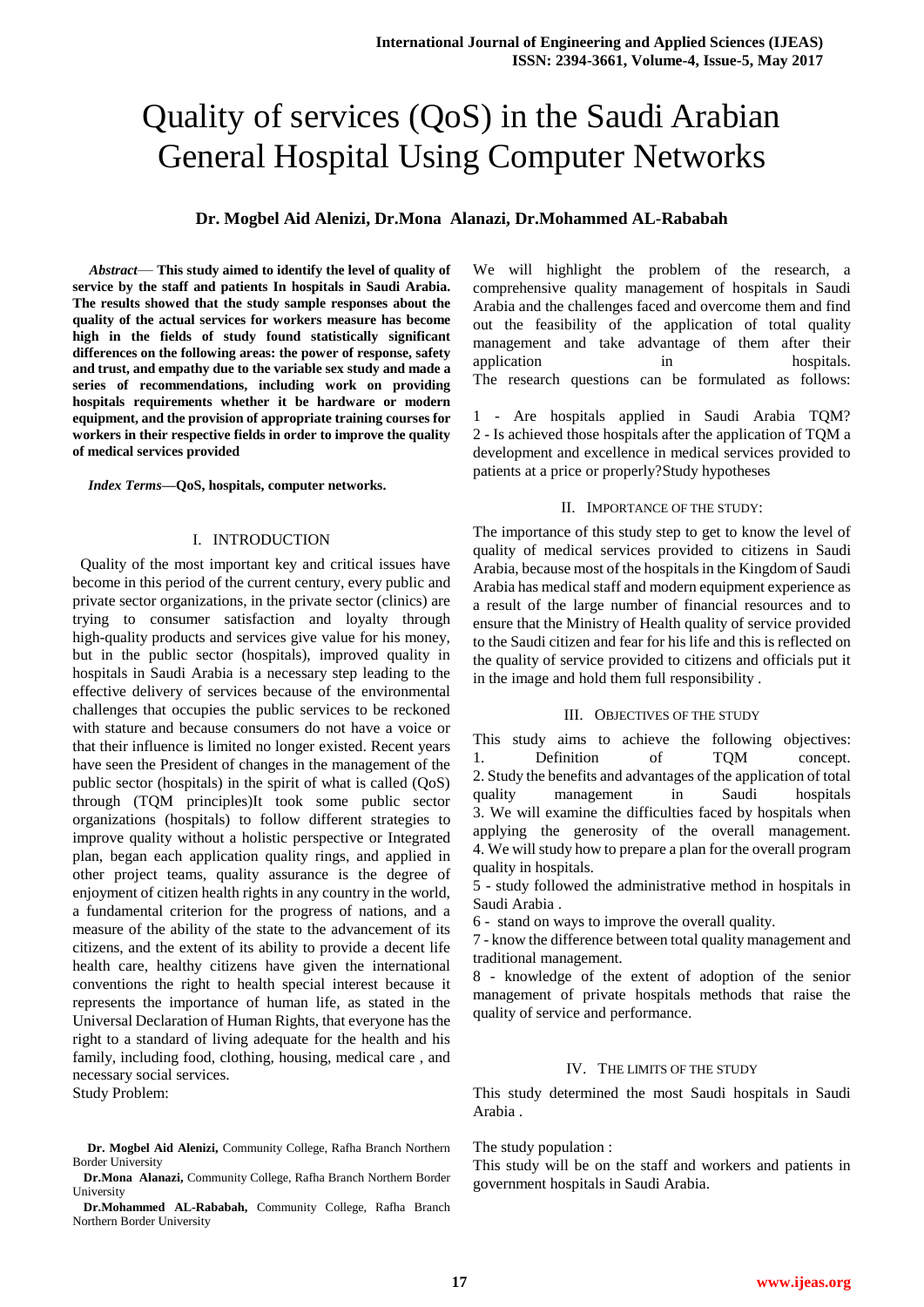# Quality of services (QoS) in the Saudi Arabian General Hospital Using Computer Networks

**Dr. Mogbel Aid Alenizi, Dr.Mona Alanazi, Dr.Mohammed AL-Rababah**

***Abstract*— This study aimed to identify the level of quality of service by the staff and patients In hospitals in Saudi Arabia. The results showed that the study sample responses about the quality of the actual services for workers measure has become high in the fields of study found statistically significant differences on the following areas: the power of response, safety and trust, and empathy due to the variable sex study and made a series of recommendations, including work on providing hospitals requirements whether it be hardware or modern equipment, and the provision of appropriate training courses for workers in their respective fields in order to improve the quality of medical services provided**

***Index Terms*—QoS, hospitals, computer networks.**

## I. INTRODUCTION

Quality of the most important key and critical issues have become in this period of the current century, every public and private sector organizations, in the private sector (clinics) are trying to consumer satisfaction and loyalty through high-quality products and services give value for his money, but in the public sector (hospitals), improved quality in hospitals in Saudi Arabia is a necessary step leading to the effective delivery of services because of the environmental challenges that occupies the public services to be reckoned with stature and because consumers do not have a voice or that their influence is limited no longer existed. Recent years have seen the President of changes in the management of the public sector (hospitals) in the spirit of what is called (QoS) through (TQM principles)It took some public sector organizations (hospitals) to follow different strategies to improve quality without a holistic perspective or Integrated plan, began each application quality rings, and applied in other project teams, quality assurance is the degree of enjoyment of citizen health rights in any country in the world, a fundamental criterion for the progress of nations, and a measure of the ability of the state to the advancement of its citizens, and the extent of its ability to provide a decent life health care, healthy citizens have given the international conventions the right to health special interest because it represents the importance of human life, as stated in the Universal Declaration of Human Rights, that everyone has the right to a standard of living adequate for the health and his family, including food, clothing, housing, medical care , and necessary social services.

Study Problem:

We will highlight the problem of the research, a comprehensive quality management of hospitals in Saudi Arabia and the challenges faced and overcome them and find out the feasibility of the application of total quality management and take advantage of them after their application in hospitals.

The research questions can be formulated as follows:

1 - Are hospitals applied in Saudi Arabia TQM?

2 - Is achieved those hospitals after the application of TQM a development and excellence in medical services provided to patients at a price or properly?Study hypotheses

## II. IMPORTANCE OF THE STUDY:

The importance of this study step to get to know the level of quality of medical services provided to citizens in Saudi Arabia, because most of the hospitals in the Kingdom of Saudi Arabia has medical staff and modern equipment experience as a result of the large number of financial resources and to ensure that the Ministry of Health quality of service provided to the Saudi citizen and fear for his life and this is reflected on the quality of service provided to citizens and officials put it in the image and hold them full responsibility .

## III. OBJECTIVES OF THE STUDY

This study aims to achieve the following objectives:

1. Definition of TQM concept.
2. Study the benefits and advantages of the application of total quality management in Saudi hospitals
3. We will examine the difficulties faced by hospitals when applying the generosity of the overall management.
4. We will study how to prepare a plan for the overall program quality in hospitals.

5 - study followed the administrative method in hospitals in Saudi Arabia .

6 - stand on ways to improve the overall quality.

7 - know the difference between total quality management and traditional management.

8 - knowledge of the extent of adoption of the senior management of private hospitals methods that raise the quality of service and performance.

## IV. THE LIMITS OF THE STUDY

This study determined the most Saudi hospitals in Saudi Arabia .

The study population :

This study will be on the staff and workers and patients in government hospitals in Saudi Arabia.

**Dr. Mogbel Aid Alenizi,** Community College, Rafha Branch Northern Border University

**Dr.Mona Alanazi,** Community College, Rafha Branch Northern Border University

**Dr.Mohammed AL-Rababah,** Community College, Rafha Branch Northern Border University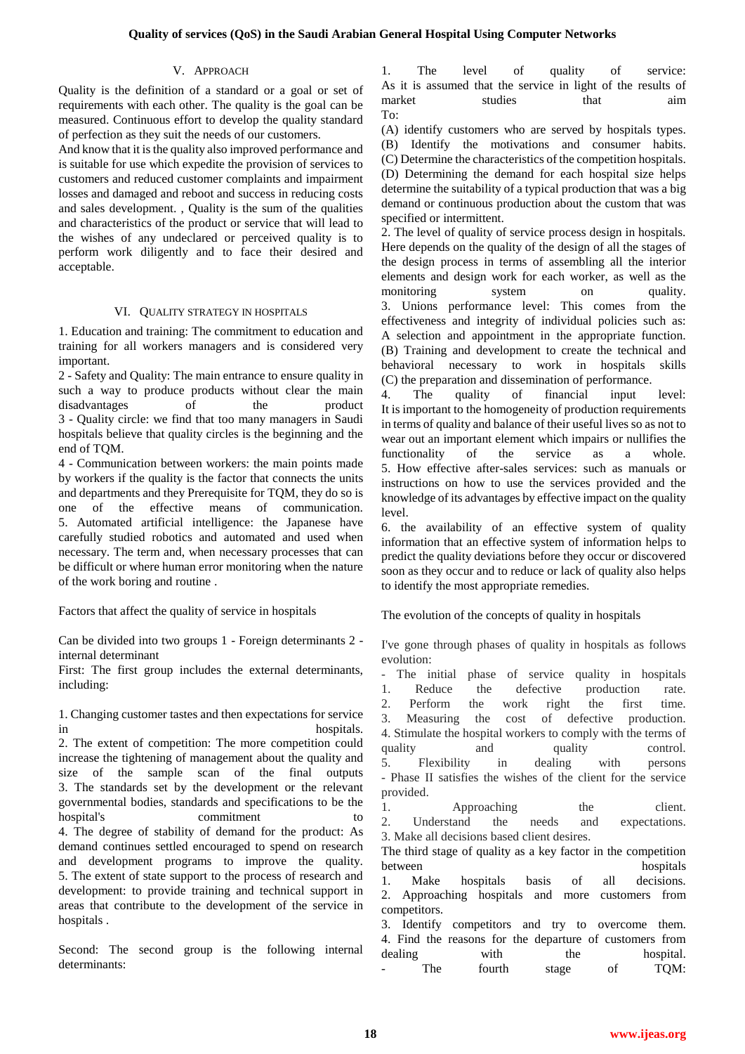## V. Approach

Quality is the definition of a standard or a goal or set of requirements with each other. The quality is the goal can be measured. Continuous effort to develop the quality standard of perfection as they suit the needs of our customers.

And know that it is the quality also improved performance and is suitable for use which expedite the provision of services to customers and reduced customer complaints and impairment losses and damaged and reboot and success in reducing costs and sales development. , Quality is the sum of the qualities and characteristics of the product or service that will lead to the wishes of any undeclared or perceived quality is to perform work diligently and to face their desired and acceptable.

## VI. Quality strategy in hospitals

1. Education and training: The commitment to education and training for all workers managers and is considered very important.

2 - Safety and Quality: The main entrance to ensure quality in such a way to produce products without clear the main disadvantages of the product

3 - Quality circle: we find that too many managers in Saudi hospitals believe that quality circles is the beginning and the end of TQM.

4 - Communication between workers: the main points made by workers if the quality is the factor that connects the units and departments and they Prerequisite for TQM, they do so is one of the effective means of communication.

5. Automated artificial intelligence: the Japanese have carefully studied robotics and automated and used when necessary. The term and, when necessary processes that can be difficult or where human error monitoring when the nature of the work boring and routine .

Factors that affect the quality of service in hospitals

Can be divided into two groups 1 - Foreign determinants 2 - internal determinant

First: The first group includes the external determinants, including:

1. Changing customer tastes and then expectations for service in hospitals.

2. The extent of competition: The more competition could increase the tightening of management about the quality and size of the sample scan of the final outputs

3. The standards set by the development or the relevant governmental bodies, standards and specifications to be the hospital's commitment to

4. The degree of stability of demand for the product: As demand continues settled encouraged to spend on research and development programs to improve the quality.

5. The extent of state support to the process of research and development: to provide training and technical support in areas that contribute to the development of the service in hospitals .

Second: The second group is the following internal determinants:

1. The level of quality of service: As it is assumed that the service in light of the results of market studies that aim To:

(A) identify customers who are served by hospitals types.
(B) Identify the motivations and consumer habits.
(C) Determine the characteristics of the competition hospitals.
(D) Determining the demand for each hospital size helps determine the suitability of a typical production that was a big demand or continuous production about the custom that was specified or intermittent.

2. The level of quality of service process design in hospitals. Here depends on the quality of the design of all the stages of the design process in terms of assembling all the interior elements and design work for each worker, as well as the monitoring system on quality.

3. Unions performance level: This comes from the effectiveness and integrity of individual policies such as: A selection and appointment in the appropriate function. (B) Training and development to create the technical and behavioral necessary to work in hospitals skills (C) the preparation and dissemination of performance.

4. The quality of financial input level: It is important to the homogeneity of production requirements in terms of quality and balance of their useful lives so as not to wear out an important element which impairs or nullifies the functionality of the service as a whole.

5. How effective after-sales services: such as manuals or instructions on how to use the services provided and the knowledge of its advantages by effective impact on the quality level.

6. the availability of an effective system of quality information that an effective system of information helps to predict the quality deviations before they occur or discovered soon as they occur and to reduce or lack of quality also helps to identify the most appropriate remedies.

The evolution of the concepts of quality in hospitals

I've gone through phases of quality in hospitals as follows evolution:

- The initial phase of service quality in hospitals
1. Reduce the defective production rate.
2. Perform the work right the first time.
3. Measuring the cost of defective production.
4. Stimulate the hospital workers to comply with the terms of quality and quality control.
5. Flexibility in dealing with persons

- Phase II satisfies the wishes of the client for the service provided.
1. Approaching the client.
2. Understand the needs and expectations.
3. Make all decisions based client desires.

The third stage of quality as a key factor in the competition between hospitals
1. Make hospitals basis of all decisions.
2. Approaching hospitals and more customers from competitors.
3. Identify competitors and try to overcome them.
4. Find the reasons for the departure of customers from dealing with the hospital.

- The fourth stage of TQM: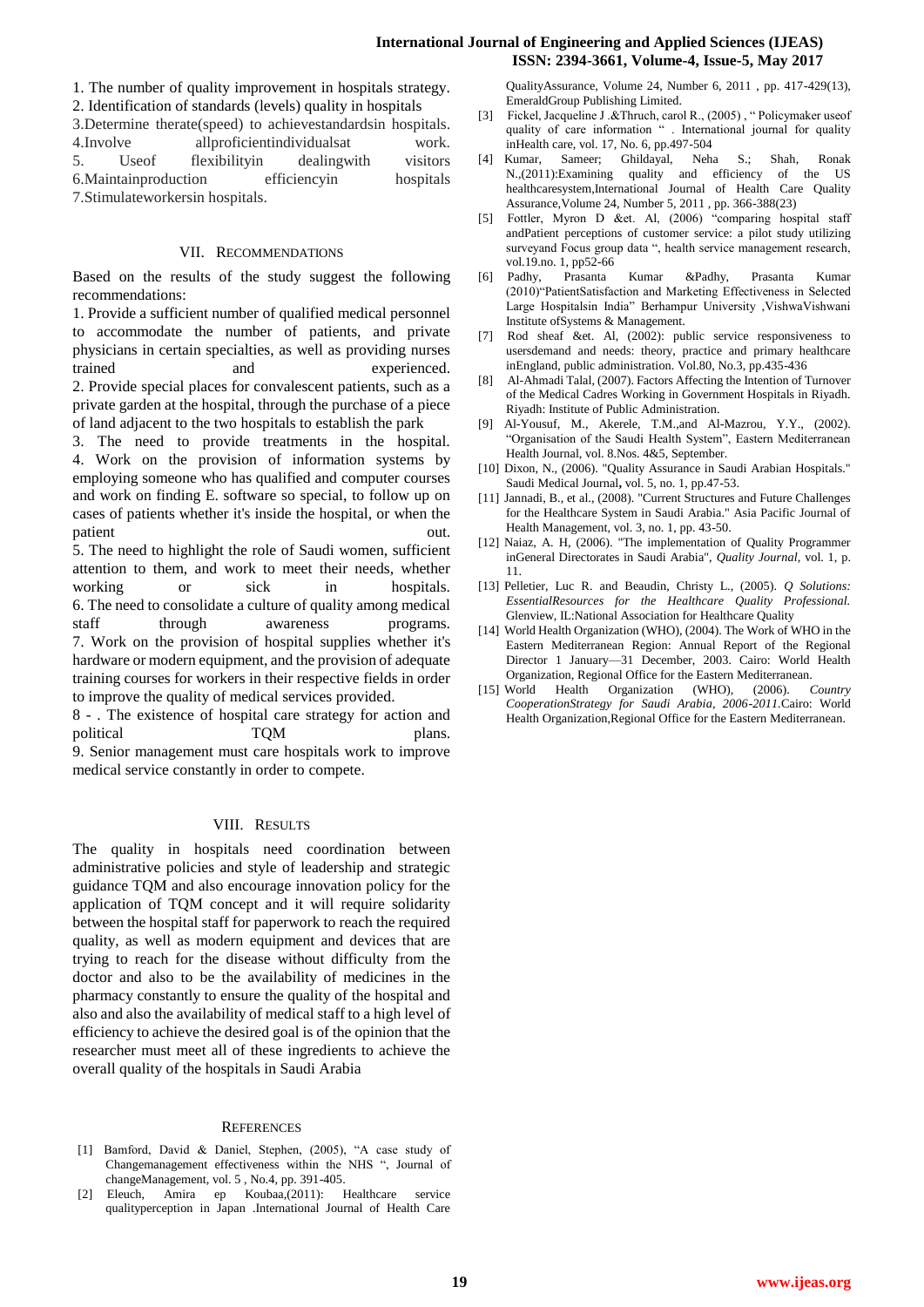1. The number of quality improvement in hospitals strategy.
2. Identification of standards (levels) quality in hospitals
3.Determine therate(speed) to achievestandardsin hospitals.
4.Involve allproficientindividualsat work.
5. Useof flexibilityin dealingwith visitors
6.Maintainproduction efficiencyin hospitals
7.Stimulateworkersin hospitals.

## VII. Recommendations

Based on the results of the study suggest the following recommendations:

1. Provide a sufficient number of qualified medical personnel to accommodate the number of patients, and private physicians in certain specialties, as well as providing nurses trained and experienced.
2. Provide special places for convalescent patients, such as a private garden at the hospital, through the purchase of a piece of land adjacent to the two hospitals to establish the park
3. The need to provide treatments in the hospital.
4. Work on the provision of information systems by employing someone who has qualified and computer courses and work on finding E. software so special, to follow up on cases of patients whether it's inside the hospital, or when the patient out.
5. The need to highlight the role of Saudi women, sufficient attention to them, and work to meet their needs, whether working or sick in hospitals.
6. The need to consolidate a culture of quality among medical staff through awareness programs.
7. Work on the provision of hospital supplies whether it's hardware or modern equipment, and the provision of adequate training courses for workers in their respective fields in order to improve the quality of medical services provided.
8 - . The existence of hospital care strategy for action and political TQM plans.
9. Senior management must care hospitals work to improve medical service constantly in order to compete.

## VIII. Results

The quality in hospitals need coordination between administrative policies and style of leadership and strategic guidance TQM and also encourage innovation policy for the application of TQM concept and it will require solidarity between the hospital staff for paperwork to reach the required quality, as well as modern equipment and devices that are trying to reach for the disease without difficulty from the doctor and also to be the availability of medicines in the pharmacy constantly to ensure the quality of the hospital and also and also the availability of medical staff to a high level of efficiency to achieve the desired goal is of the opinion that the researcher must meet all of these ingredients to achieve the overall quality of the hospitals in Saudi Arabia

## References

[1] Bamford, David & Daniel, Stephen, (2005), "A case study of Changemanagement effectiveness within the NHS ", Journal of changeManagement, vol. 5 , No.4, pp. 391-405.

[2] Eleuch, Amira ep Koubaa,(2011): Healthcare service qualityperception in Japan .International Journal of Health Care QualityAssurance, Volume 24, Number 6, 2011 , pp. 417-429(13), EmeraldGroup Publishing Limited.

[3] Fickel, Jacqueline J .&Thruch, carol R., (2005) , " Policymaker useof quality of care information " . International journal for quality inHealth care, vol. 17, No. 6, pp.497-504

[4] Kumar, Sameer; Ghildayal, Neha S.; Shah, Ronak N.,(2011):Examining quality and efficiency of the US healthcaresystem,International Journal of Health Care Quality Assurance,Volume 24, Number 5, 2011 , pp. 366-388(23)

[5] Fottler, Myron D &et. Al, (2006) "comparing hospital staff andPatient perceptions of customer service: a pilot study utilizing surveyand Focus group data ", health service management research, vol.19.no. 1, pp52-66

[6] Padhy, Prasanta Kumar &Padhy, Prasanta Kumar (2010)"PatientSatisfaction and Marketing Effectiveness in Selected Large Hospitalsin India" Berhampur University ,VishwaVishwani Institute ofSystems & Management.

[7] Rod sheaf &et. Al, (2002): public service responsiveness to usersdemand and needs: theory, practice and primary healthcare inEngland, public administration. Vol.80, No.3, pp.435-436

[8] Al-Ahmadi Talal, (2007). Factors Affecting the Intention of Turnover of the Medical Cadres Working in Government Hospitals in Riyadh. Riyadh: Institute of Public Administration.

[9] Al-Yousuf, M., Akerele, T.M.,and Al-Mazrou, Y.Y., (2002). "Organisation of the Saudi Health System", Eastern Mediterranean Health Journal, vol. 8.Nos. 4&5, September.

[10] Dixon, N., (2006). "Quality Assurance in Saudi Arabian Hospitals." Saudi Medical Journal**,** vol. 5, no. 1, pp.47-53.

[11] Jannadi, B., et al., (2008). "Current Structures and Future Challenges for the Healthcare System in Saudi Arabia." Asia Pacific Journal of Health Management, vol. 3, no. 1, pp. 43-50.

[12] Naiaz, A. H, (2006). "The implementation of Quality Programmer inGeneral Directorates in Saudi Arabia", *Quality Journal*, vol. 1, p. 11.

[13] Pelletier, Luc R. and Beaudin, Christy L., (2005). *Q Solutions: EssentialResources for the Healthcare Quality Professional.* Glenview, IL:National Association for Healthcare Quality

[14] World Health Organization (WHO), (2004). The Work of WHO in the Eastern Mediterranean Region: Annual Report of the Regional Director 1 January—31 December, 2003. Cairo: World Health Organization, Regional Office for the Eastern Mediterranean.

[15] World Health Organization (WHO), (2006). *Country CooperationStrategy for Saudi Arabia, 2006-2011.*Cairo: World Health Organization,Regional Office for the Eastern Mediterranean.